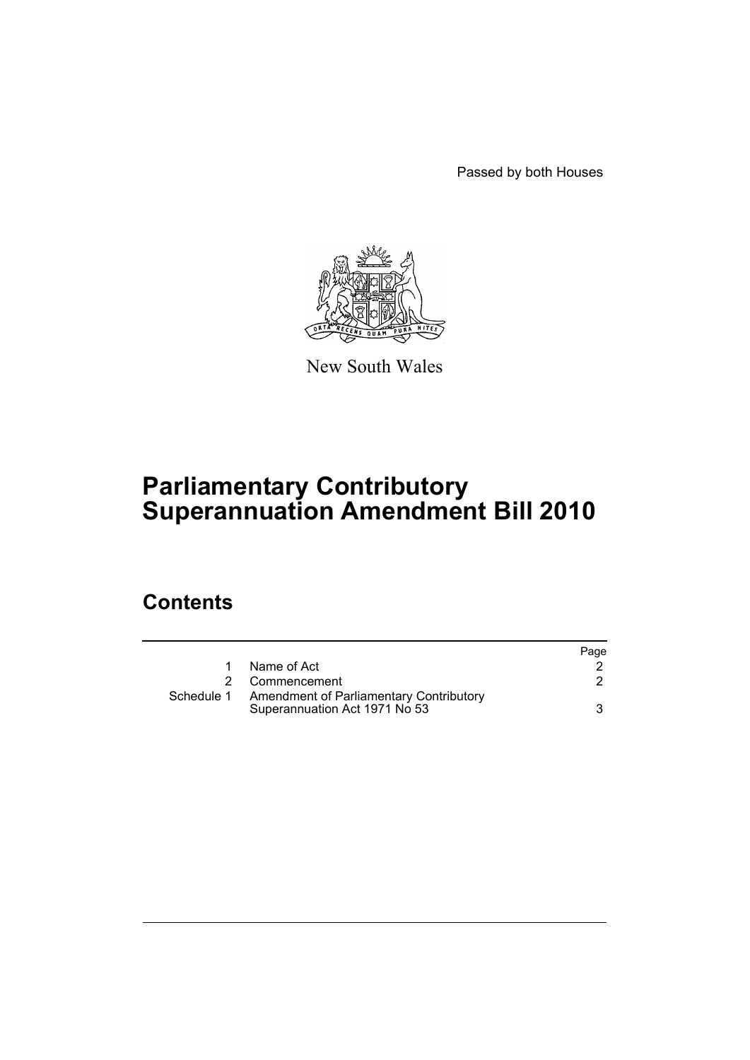Passed by both Houses

New South Wales

# Parliamentary Contributory Superannuation Amendment Bill 2010

## Contents

| | | Page |
|---|---|---|
| 1 | Name of Act | 2 |
| 2 | Commencement | 2 |
| Schedule 1 | Amendment of Parliamentary Contributory Superannuation Act 1971 No 53 | 3 |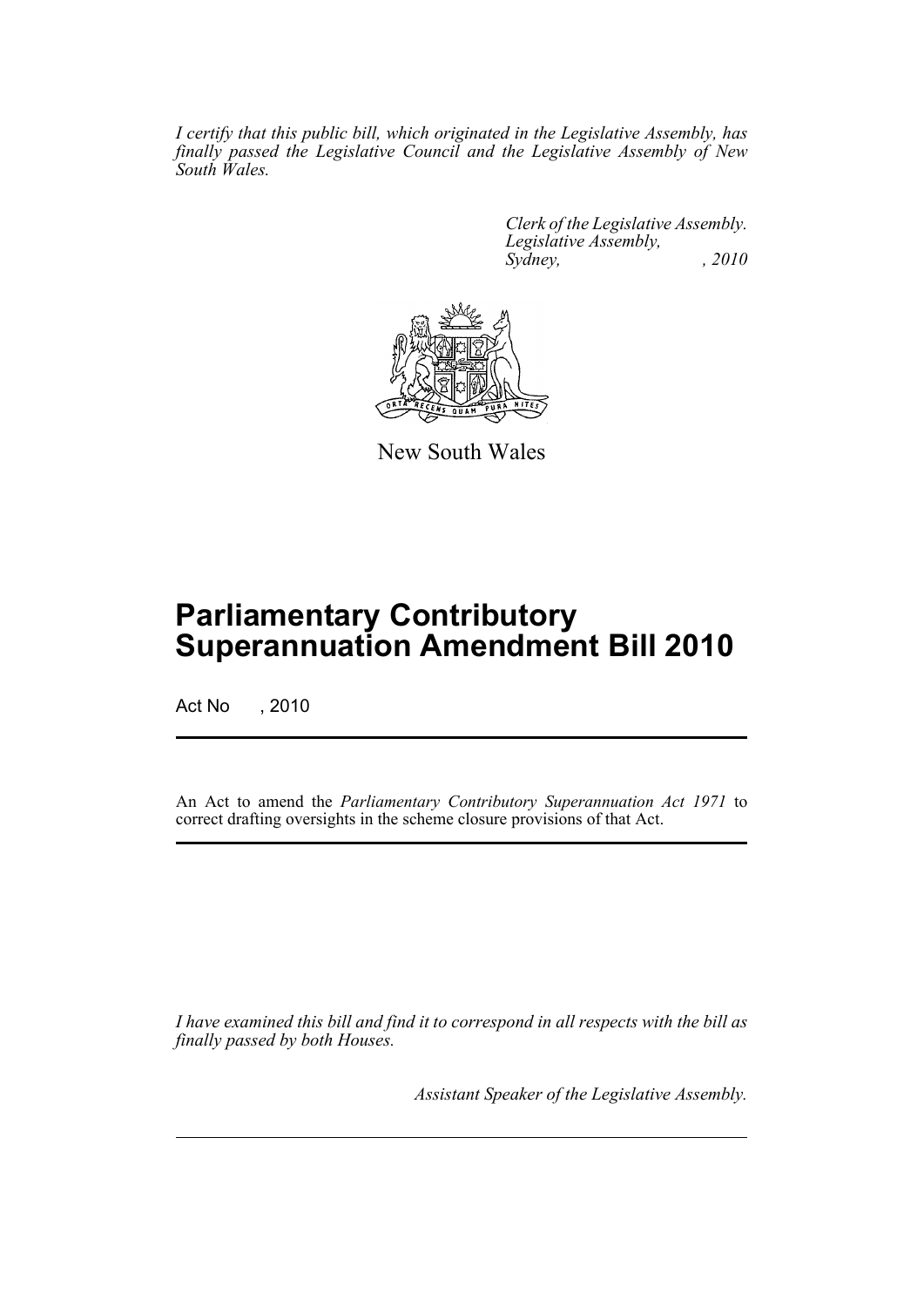*I certify that this public bill, which originated in the Legislative Assembly, has finally passed the Legislative Council and the Legislative Assembly of New South Wales.*

*Clerk of the Legislative Assembly.*
*Legislative Assembly,*
*Sydney, , 2010*

New South Wales

# Parliamentary Contributory Superannuation Amendment Bill 2010

Act No , 2010

An Act to amend the *Parliamentary Contributory Superannuation Act 1971* to correct drafting oversights in the scheme closure provisions of that Act.

*I have examined this bill and find it to correspond in all respects with the bill as finally passed by both Houses.*

*Assistant Speaker of the Legislative Assembly.*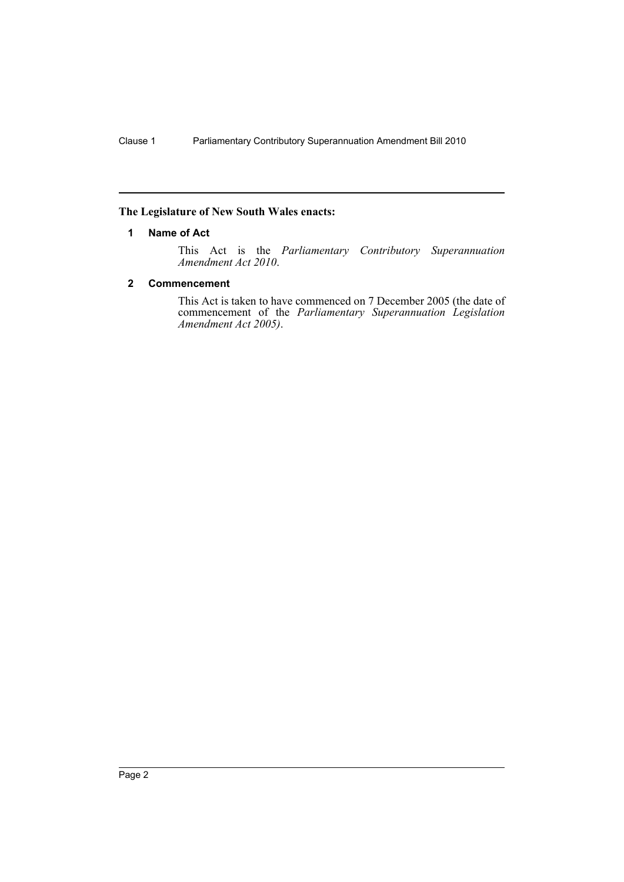**The Legislature of New South Wales enacts:**

## 1 Name of Act

This Act is the *Parliamentary Contributory Superannuation Amendment Act 2010*.

## 2 Commencement

This Act is taken to have commenced on 7 December 2005 (the date of commencement of the *Parliamentary Superannuation Legislation Amendment Act 2005)*.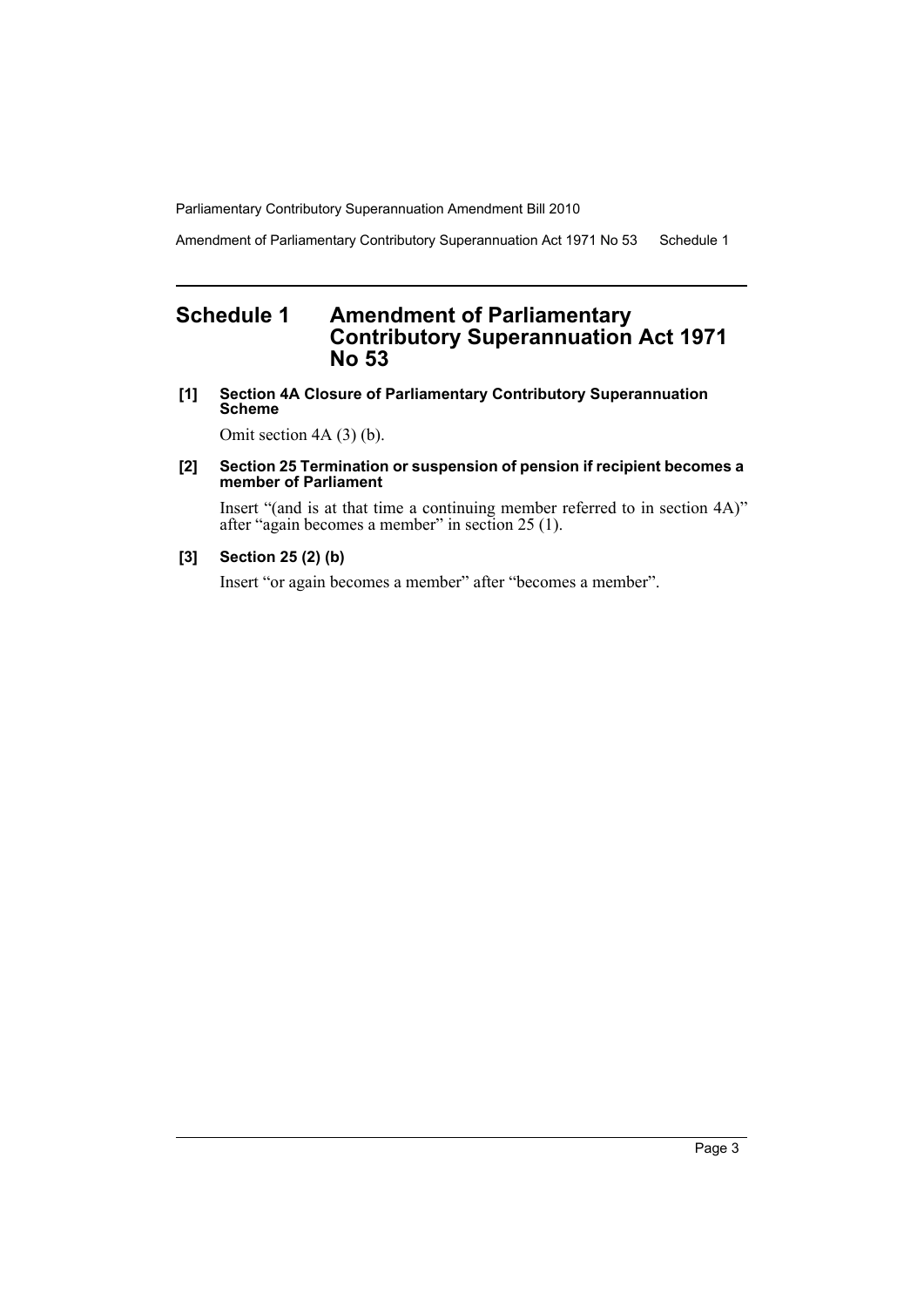# Schedule 1 Amendment of Parliamentary Contributory Superannuation Act 1971 No 53

**[1] Section 4A Closure of Parliamentary Contributory Superannuation Scheme**

Omit section 4A (3) (b).

**[2] Section 25 Termination or suspension of pension if recipient becomes a member of Parliament**

Insert "(and is at that time a continuing member referred to in section 4A)" after "again becomes a member" in section 25 (1).

**[3] Section 25 (2) (b)**

Insert "or again becomes a member" after "becomes a member".